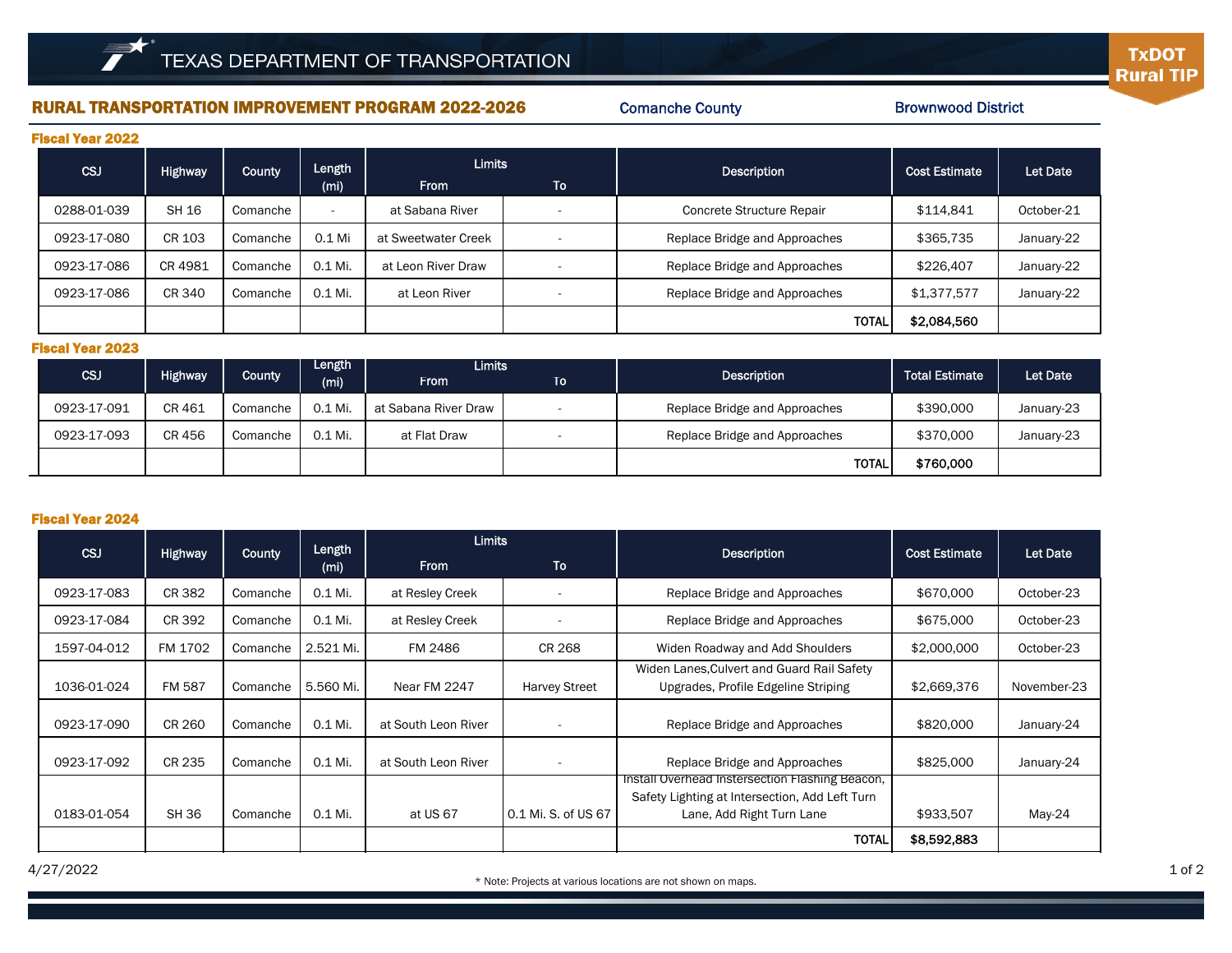TEXAS DEPARTMENT OF TRANSPORTATION

**TxDOT Rural TIP**

## RURAL TRANSPORTATION IMPROVEMENT PROGRAM 2022-2026

Comanche County | Brownwood District

### Fiscal Year 2022

| CSJ | Highway | County | Length (mi) | Limits From | Limits To | Description | Cost Estimate | Let Date |
|---|---|---|---|---|---|---|---|---|
| 0288-01-039 | SH 16 | Comanche | - | at Sabana River | - | Concrete Structure Repair | $114,841 | October-21 |
| 0923-17-080 | CR 103 | Comanche | 0.1 Mi | at Sweetwater Creek | - | Replace Bridge and Approaches | $365,735 | January-22 |
| 0923-17-086 | CR 4981 | Comanche | 0.1 Mi. | at Leon River Draw | - | Replace Bridge and Approaches | $226,407 | January-22 |
| 0923-17-086 | CR 340 | Comanche | 0.1 Mi. | at Leon River | - | Replace Bridge and Approaches | $1,377,577 | January-22 |
| | | | | | | TOTAL | $2,084,560 | |

### Fiscal Year 2023

| CSJ | Highway | County | Length (mi) | Limits From | Limits To | Description | Total Estimate | Let Date |
|---|---|---|---|---|---|---|---|---|
| 0923-17-091 | CR 461 | Comanche | 0.1 Mi. | at Sabana River Draw | - | Replace Bridge and Approaches | $390,000 | January-23 |
| 0923-17-093 | CR 456 | Comanche | 0.1 Mi. | at Flat Draw | - | Replace Bridge and Approaches | $370,000 | January-23 |
| | | | | | | TOTAL | $760,000 | |

### Fiscal Year 2024

| CSJ | Highway | County | Length (mi) | Limits From | Limits To | Description | Cost Estimate | Let Date |
|---|---|---|---|---|---|---|---|---|
| 0923-17-083 | CR 382 | Comanche | 0.1 Mi. | at Resley Creek | - | Replace Bridge and Approaches | $670,000 | October-23 |
| 0923-17-084 | CR 392 | Comanche | 0.1 Mi. | at Resley Creek | - | Replace Bridge and Approaches | $675,000 | October-23 |
| 1597-04-012 | FM 1702 | Comanche | 2.521 Mi. | FM 2486 | CR 268 | Widen Roadway and Add Shoulders | $2,000,000 | October-23 |
| 1036-01-024 | FM 587 | Comanche | 5.560 Mi. | Near FM 2247 | Harvey Street | Widen Lanes,Culvert and Guard Rail Safety Upgrades, Profile Edgeline Striping | $2,669,376 | November-23 |
| 0923-17-090 | CR 260 | Comanche | 0.1 Mi. | at South Leon River | - | Replace Bridge and Approaches | $820,000 | January-24 |
| 0923-17-092 | CR 235 | Comanche | 0.1 Mi. | at South Leon River | - | Replace Bridge and Approaches | $825,000 | January-24 |
| 0183-01-054 | SH 36 | Comanche | 0.1 Mi. | at US 67 | 0.1 Mi. S. of US 67 | Install Overhead Instersection Flashing Beacon, Safety Lighting at Intersection, Add Left Turn Lane, Add Right Turn Lane | $933,507 | May-24 |
| | | | | | | TOTAL | $8,592,883 | |

4/27/2022

* Note: Projects at various locations are not shown on maps.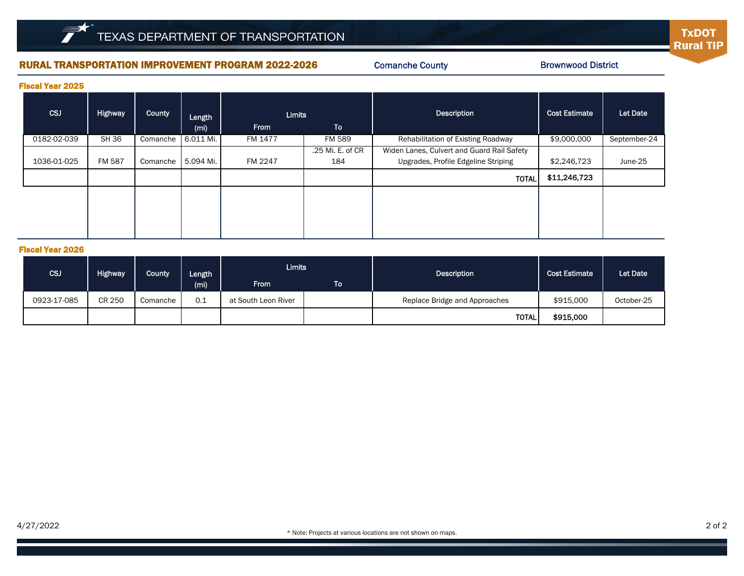TEXAS DEPARTMENT OF TRANSPORTATION

TxDOT Rural TIP

## RURAL TRANSPORTATION IMPROVEMENT PROGRAM 2022-2026

Comanche County

Brownwood District

### Fiscal Year 2025

| CSJ | Highway | County | Length (mi) | Limits From | Limits To | Description | Cost Estimate | Let Date |
|---|---|---|---|---|---|---|---|---|
| 0182-02-039 | SH 36 | Comanche | 6.011 Mi. | FM 1477 | FM 589 | Rehabilitation of Existing Roadway | $9,000,000 | September-24 |
| 1036-01-025 | FM 587 | Comanche | 5.094 Mi. | FM 2247 | .25 Mi. E. of CR 184 | Widen Lanes, Culvert and Guard Rail Safety Upgrades, Profile Edgeline Striping | $2,246,723 | June-25 |
| | | | | | | TOTAL | **$11,246,723** | |

### Fiscal Year 2026

| CSJ | Highway | County | Length (mi) | Limits From | Limits To | Description | Cost Estimate | Let Date |
|---|---|---|---|---|---|---|---|---|
| 0923-17-085 | CR 250 | Comanche | 0.1 | at South Leon River | | Replace Bridge and Approaches | $915,000 | October-25 |
| | | | | | | TOTAL | **$915,000** | |

4/27/2022

* Note: Projects at various locations are not shown on maps.